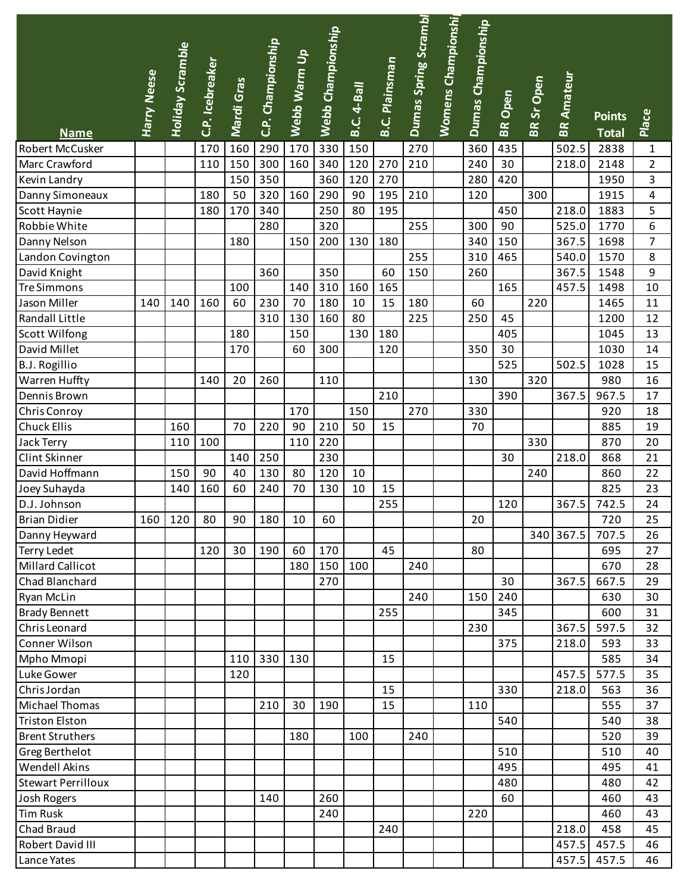| Name | Harry Neese | Holiday Scramble | C.P. Icebreaker | Mardi Gras | C.P. Championship | Webb Warm Up | Webb Championship | B.C. 4-Ball | B.C. Plainsman | Dumas Spring Scrambl | Womens Championshi | Dumas Championship | BR Open | BR Sr Open | BR Amateur | Points Total | Place |
|---|---|---|---|---|---|---|---|---|---|---|---|---|---|---|---|---|---|
| Robert McCusker | | | 170 | 160 | 290 | 170 | 330 | 150 | | 270 | | 360 | 435 | | 502.5 | 2838 | 1 |
| Marc Crawford | | | 110 | 150 | 300 | 160 | 340 | 120 | 270 | 210 | | 240 | 30 | | 218.0 | 2148 | 2 |
| Kevin Landry | | | | 150 | 350 | | 360 | 120 | 270 | | | 280 | 420 | | | 1950 | 3 |
| Danny Simoneaux | | | 180 | 50 | 320 | 160 | 290 | 90 | 195 | 210 | | 120 | | 300 | | 1915 | 4 |
| Scott Haynie | | | 180 | 170 | 340 | | 250 | 80 | 195 | | | | 450 | | 218.0 | 1883 | 5 |
| Robbie White | | | | | 280 | | 320 | | | 255 | | 300 | 90 | | 525.0 | 1770 | 6 |
| Danny Nelson | | | | 180 | | 150 | 200 | 130 | 180 | | | 340 | 150 | | 367.5 | 1698 | 7 |
| Landon Covington | | | | | | | | | | 255 | | 310 | 465 | | 540.0 | 1570 | 8 |
| David Knight | | | | | 360 | | 350 | | 60 | 150 | | 260 | | | 367.5 | 1548 | 9 |
| Tre Simmons | | | | 100 | | 140 | 310 | 160 | 165 | | | | 165 | | 457.5 | 1498 | 10 |
| Jason Miller | 140 | 140 | 160 | 60 | 230 | 70 | 180 | 10 | 15 | 180 | | 60 | | 220 | | 1465 | 11 |
| Randall Little | | | | | 310 | 130 | 160 | 80 | | 225 | | 250 | 45 | | | 1200 | 12 |
| Scott Wilfong | | | | 180 | | 150 | | 130 | 180 | | | | 405 | | | 1045 | 13 |
| David Millet | | | | 170 | | 60 | 300 | | 120 | | | 350 | 30 | | | 1030 | 14 |
| B.J. Rogillio | | | | | | | | | | | | | 525 | | 502.5 | 1028 | 15 |
| Warren Huffty | | | 140 | 20 | 260 | | 110 | | | | | 130 | | 320 | | 980 | 16 |
| Dennis Brown | | | | | | | | | 210 | | | | 390 | | 367.5 | 967.5 | 17 |
| Chris Conroy | | | | | | 170 | | 150 | | 270 | | 330 | | | | 920 | 18 |
| Chuck Ellis | | 160 | | 70 | 220 | 90 | 210 | 50 | 15 | | | 70 | | | | 885 | 19 |
| Jack Terry | | 110 | 100 | | | 110 | 220 | | | | | | | 330 | | 870 | 20 |
| Clint Skinner | | | | 140 | 250 | | 230 | | | | | | 30 | | 218.0 | 868 | 21 |
| David Hoffmann | | 150 | 90 | 40 | 130 | 80 | 120 | 10 | | | | | | 240 | | 860 | 22 |
| Joey Suhayda | | 140 | 160 | 60 | 240 | 70 | 130 | 10 | 15 | | | | | | | 825 | 23 |
| D.J. Johnson | | | | | | | | | 255 | | | | 120 | | 367.5 | 742.5 | 24 |
| Brian Didier | 160 | 120 | 80 | 90 | 180 | 10 | 60 | | | | | 20 | | | | 720 | 25 |
| Danny Heyward | | | | | | | | | | | | | | 340 | 367.5 | 707.5 | 26 |
| Terry Ledet | | | 120 | 30 | 190 | 60 | 170 | | 45 | | | 80 | | | | 695 | 27 |
| Millard Callicot | | | | | | 180 | 150 | 100 | | 240 | | | | | | 670 | 28 |
| Chad Blanchard | | | | | | | 270 | | | | | | 30 | | 367.5 | 667.5 | 29 |
| Ryan McLin | | | | | | | | | | 240 | | 150 | 240 | | | 630 | 30 |
| Brady Bennett | | | | | | | | | 255 | | | | 345 | | | 600 | 31 |
| Chris Leonard | | | | | | | | | | | | 230 | | | 367.5 | 597.5 | 32 |
| Conner Wilson | | | | | | | | | | | | | 375 | | 218.0 | 593 | 33 |
| Mpho Mmopi | | | | 110 | 330 | 130 | | | 15 | | | | | | | 585 | 34 |
| Luke Gower | | | | 120 | | | | | | | | | | | 457.5 | 577.5 | 35 |
| Chris Jordan | | | | | | | | | 15 | | | | 330 | | 218.0 | 563 | 36 |
| Michael Thomas | | | | | 210 | 30 | 190 | | 15 | | | 110 | | | | 555 | 37 |
| Triston Elston | | | | | | | | | | | | | 540 | | | 540 | 38 |
| Brent Struthers | | | | | | 180 | | 100 | | 240 | | | | | | 520 | 39 |
| Greg Berthelot | | | | | | | | | | | | | 510 | | | 510 | 40 |
| Wendell Akins | | | | | | | | | | | | | 495 | | | 495 | 41 |
| Stewart Perrilloux | | | | | | | | | | | | | 480 | | | 480 | 42 |
| Josh Rogers | | | | | 140 | | 260 | | | | | | 60 | | | 460 | 43 |
| Tim Rusk | | | | | | | 240 | | | | | 220 | | | | 460 | 43 |
| Chad Braud | | | | | | | | | 240 | | | | | | 218.0 | 458 | 45 |
| Robert David III | | | | | | | | | | | | | | | 457.5 | 457.5 | 46 |
| Lance Yates | | | | | | | | | | | | | | | 457.5 | 457.5 | 46 |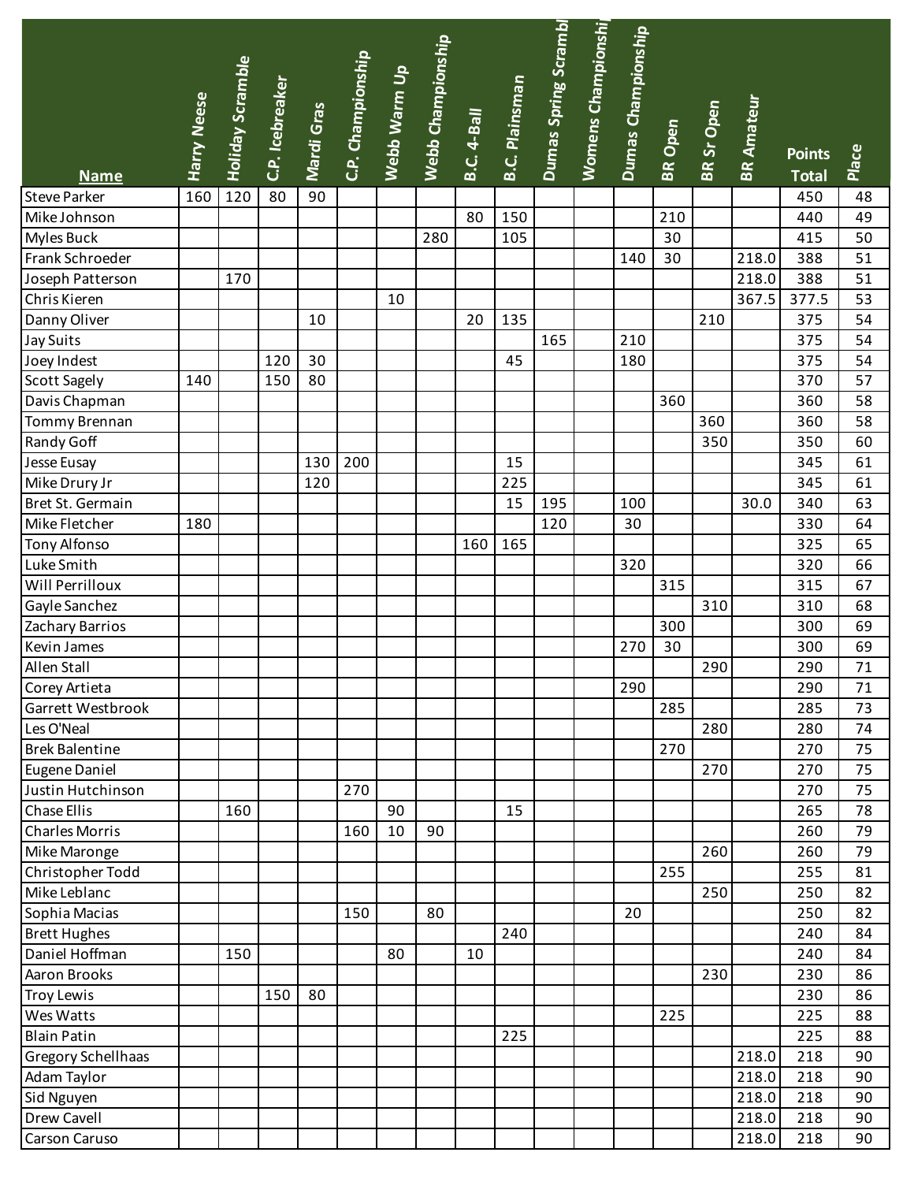| Name | Harry Neese | Holiday Scramble | C.P. Icebreaker | Mardi Gras | C.P. Championship | Webb Warm Up | Webb Championship | B.C. 4-Ball | B.C. Plainsman | Dumas Spring Scrambl | Womens Championshi | Dumas Championship | BR Open | BR Sr Open | BR Amateur | Points Total | Place |
|---|---|---|---|---|---|---|---|---|---|---|---|---|---|---|---|---|---|
| Steve Parker | 160 | 120 | 80 | 90 | | | | | | | | | | | | 450 | 48 |
| Mike Johnson | | | | | | | | 80 | 150 | | | | 210 | | | 440 | 49 |
| Myles Buck | | | | | | | 280 | | 105 | | | | 30 | | | 415 | 50 |
| Frank Schroeder | | | | | | | | | | | | 140 | 30 | | 218.0 | 388 | 51 |
| Joseph Patterson | | 170 | | | | | | | | | | | | | 218.0 | 388 | 51 |
| Chris Kieren | | | | | | 10 | | | | | | | | | 367.5 | 377.5 | 53 |
| Danny Oliver | | | | 10 | | | | 20 | 135 | | | | | 210 | | 375 | 54 |
| Jay Suits | | | | | | | | | | 165 | | 210 | | | | 375 | 54 |
| Joey Indest | | | 120 | 30 | | | | | 45 | | | 180 | | | | 375 | 54 |
| Scott Sagely | 140 | | 150 | 80 | | | | | | | | | | | | 370 | 57 |
| Davis Chapman | | | | | | | | | | | | | 360 | | | 360 | 58 |
| Tommy Brennan | | | | | | | | | | | | | | 360 | | 360 | 58 |
| Randy Goff | | | | | | | | | | | | | | 350 | | 350 | 60 |
| Jesse Eusay | | | | 130 | 200 | | | | 15 | | | | | | | 345 | 61 |
| Mike Drury Jr | | | | 120 | | | | | 225 | | | | | | | 345 | 61 |
| Bret St. Germain | | | | | | | | | 15 | 195 | | 100 | | | 30.0 | 340 | 63 |
| Mike Fletcher | 180 | | | | | | | | | 120 | | 30 | | | | 330 | 64 |
| Tony Alfonso | | | | | | | | 160 | 165 | | | | | | | 325 | 65 |
| Luke Smith | | | | | | | | | | | | 320 | | | | 320 | 66 |
| Will Perrilloux | | | | | | | | | | | | | 315 | | | 315 | 67 |
| Gayle Sanchez | | | | | | | | | | | | | | 310 | | 310 | 68 |
| Zachary Barrios | | | | | | | | | | | | | 300 | | | 300 | 69 |
| Kevin James | | | | | | | | | | | | 270 | 30 | | | 300 | 69 |
| Allen Stall | | | | | | | | | | | | | | 290 | | 290 | 71 |
| Corey Artieta | | | | | | | | | | | | 290 | | | | 290 | 71 |
| Garrett Westbrook | | | | | | | | | | | | | 285 | | | 285 | 73 |
| Les O'Neal | | | | | | | | | | | | | | 280 | | 280 | 74 |
| Brek Balentine | | | | | | | | | | | | | 270 | | | 270 | 75 |
| Eugene Daniel | | | | | | | | | | | | | | 270 | | 270 | 75 |
| Justin Hutchinson | | | | | 270 | | | | | | | | | | | 270 | 75 |
| Chase Ellis | | 160 | | | | 90 | | | 15 | | | | | | | 265 | 78 |
| Charles Morris | | | | | 160 | 10 | 90 | | | | | | | | | 260 | 79 |
| Mike Maronge | | | | | | | | | | | | | | 260 | | 260 | 79 |
| Christopher Todd | | | | | | | | | | | | | 255 | | | 255 | 81 |
| Mike Leblanc | | | | | | | | | | | | | | 250 | | 250 | 82 |
| Sophia Macias | | | | | 150 | | 80 | | | | | 20 | | | | 250 | 82 |
| Brett Hughes | | | | | | | | | 240 | | | | | | | 240 | 84 |
| Daniel Hoffman | | 150 | | | | 80 | | 10 | | | | | | | | 240 | 84 |
| Aaron Brooks | | | | | | | | | | | | | | 230 | | 230 | 86 |
| Troy Lewis | | | 150 | 80 | | | | | | | | | | | | 230 | 86 |
| Wes Watts | | | | | | | | | | | | | 225 | | | 225 | 88 |
| Blain Patin | | | | | | | | | 225 | | | | | | | 225 | 88 |
| Gregory Schellhaas | | | | | | | | | | | | | | | 218.0 | 218 | 90 |
| Adam Taylor | | | | | | | | | | | | | | | 218.0 | 218 | 90 |
| Sid Nguyen | | | | | | | | | | | | | | | 218.0 | 218 | 90 |
| Drew Cavell | | | | | | | | | | | | | | | 218.0 | 218 | 90 |
| Carson Caruso | | | | | | | | | | | | | | | 218.0 | 218 | 90 |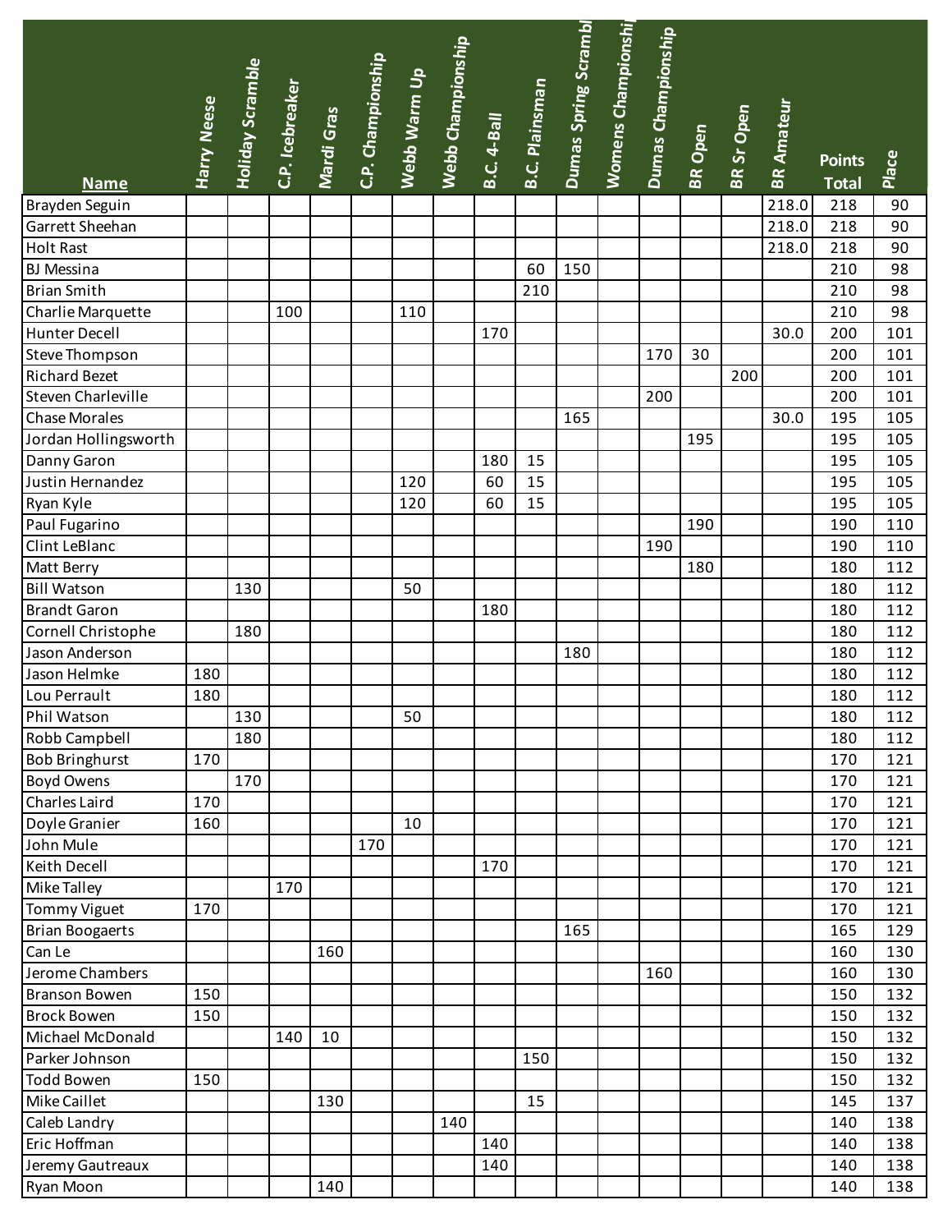| Name | Harry Neese | Holiday Scramble | C.P. Icebreaker | Mardi Gras | C.P. Championship | Webb Warm Up | Webb Championship | B.C. 4-Ball | B.C. Plainsman | Dumas Spring Scrambl | Womens Championshi | Dumas Championship | BR Open | BR Sr Open | BR Amateur | Points Total | Place |
|---|---|---|---|---|---|---|---|---|---|---|---|---|---|---|---|---|---|
| Brayden Seguin | | | | | | | | | | | | | | | 218.0 | 218 | 90 |
| Garrett Sheehan | | | | | | | | | | | | | | | 218.0 | 218 | 90 |
| Holt Rast | | | | | | | | | | | | | | | 218.0 | 218 | 90 |
| BJ Messina | | | | | | | | | 60 | 150 | | | | | | 210 | 98 |
| Brian Smith | | | | | | | | | 210 | | | | | | | 210 | 98 |
| Charlie Marquette | | | 100 | | | 110 | | | | | | | | | | 210 | 98 |
| Hunter Decell | | | | | | | | 170 | | | | | | | 30.0 | 200 | 101 |
| Steve Thompson | | | | | | | | | | | | 170 | 30 | | | 200 | 101 |
| Richard Bezet | | | | | | | | | | | | | | 200 | | 200 | 101 |
| Steven Charleville | | | | | | | | | | | | 200 | | | | 200 | 101 |
| Chase Morales | | | | | | | | | | 165 | | | | | 30.0 | 195 | 105 |
| Jordan Hollingsworth | | | | | | | | | | | | | 195 | | | 195 | 105 |
| Danny Garon | | | | | | | | 180 | 15 | | | | | | | 195 | 105 |
| Justin Hernandez | | | | | | 120 | | 60 | 15 | | | | | | | 195 | 105 |
| Ryan Kyle | | | | | | 120 | | 60 | 15 | | | | | | | 195 | 105 |
| Paul Fugarino | | | | | | | | | | | | | 190 | | | 190 | 110 |
| Clint LeBlanc | | | | | | | | | | | | 190 | | | | 190 | 110 |
| Matt Berry | | | | | | | | | | | | | 180 | | | 180 | 112 |
| Bill Watson | | 130 | | | | 50 | | | | | | | | | | 180 | 112 |
| Brandt Garon | | | | | | | | 180 | | | | | | | | 180 | 112 |
| Cornell Christophe | | 180 | | | | | | | | | | | | | | 180 | 112 |
| Jason Anderson | | | | | | | | | | 180 | | | | | | 180 | 112 |
| Jason Helmke | 180 | | | | | | | | | | | | | | | 180 | 112 |
| Lou Perrault | 180 | | | | | | | | | | | | | | | 180 | 112 |
| Phil Watson | | 130 | | | | 50 | | | | | | | | | | 180 | 112 |
| Robb Campbell | | 180 | | | | | | | | | | | | | | 180 | 112 |
| Bob Bringhurst | 170 | | | | | | | | | | | | | | | 170 | 121 |
| Boyd Owens | | 170 | | | | | | | | | | | | | | 170 | 121 |
| Charles Laird | 170 | | | | | | | | | | | | | | | 170 | 121 |
| Doyle Granier | 160 | | | | | 10 | | | | | | | | | | 170 | 121 |
| John Mule | | | | | 170 | | | | | | | | | | | 170 | 121 |
| Keith Decell | | | | | | | | 170 | | | | | | | | 170 | 121 |
| Mike Talley | | | 170 | | | | | | | | | | | | | 170 | 121 |
| Tommy Viguet | 170 | | | | | | | | | | | | | | | 170 | 121 |
| Brian Boogaerts | | | | | | | | | | 165 | | | | | | 165 | 129 |
| Can Le | | | | 160 | | | | | | | | | | | | 160 | 130 |
| Jerome Chambers | | | | | | | | | | | | 160 | | | | 160 | 130 |
| Branson Bowen | 150 | | | | | | | | | | | | | | | 150 | 132 |
| Brock Bowen | 150 | | | | | | | | | | | | | | | 150 | 132 |
| Michael McDonald | | | 140 | 10 | | | | | | | | | | | | 150 | 132 |
| Parker Johnson | | | | | | | | | 150 | | | | | | | 150 | 132 |
| Todd Bowen | 150 | | | | | | | | | | | | | | | 150 | 132 |
| Mike Caillet | | | | 130 | | | | | 15 | | | | | | | 145 | 137 |
| Caleb Landry | | | | | | | 140 | | | | | | | | | 140 | 138 |
| Eric Hoffman | | | | | | | | 140 | | | | | | | | 140 | 138 |
| Jeremy Gautreaux | | | | | | | | 140 | | | | | | | | 140 | 138 |
| Ryan Moon | | | | 140 | | | | | | | | | | | | 140 | 138 |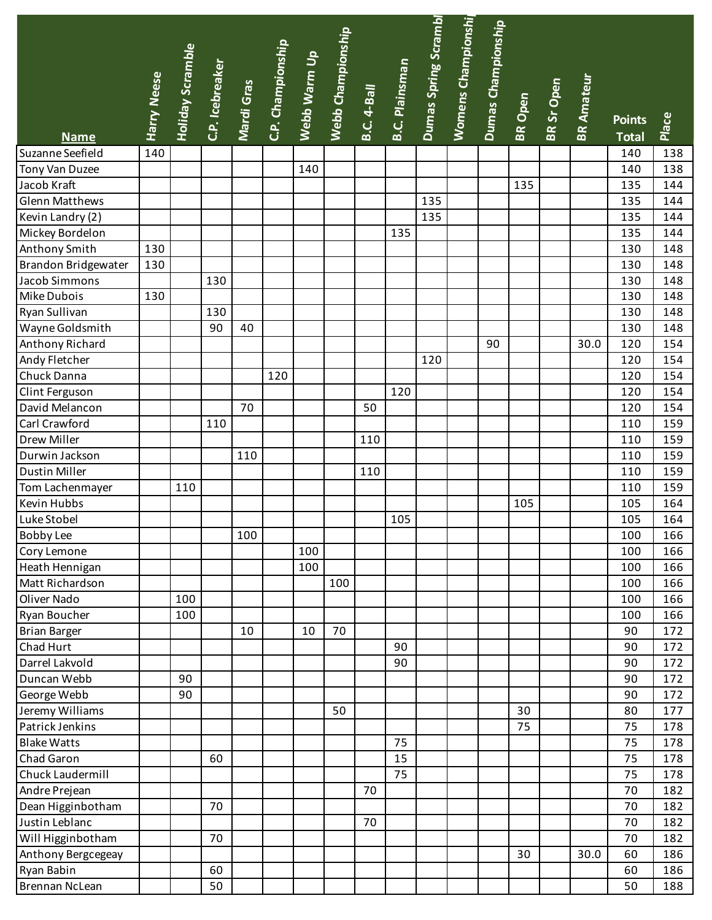| Name | Harry Neese | Holiday Scramble | C.P. Icebreaker | Mardi Gras | C.P. Championship | Webb Warm Up | Webb Championship | B.C. 4-Ball | B.C. Plainsman | Dumas Spring Scrambl | Womens Championshi | Dumas Championship | BR Open | BR Sr Open | BR Amateur | Points Total | Place |
|---|---|---|---|---|---|---|---|---|---|---|---|---|---|---|---|---|---|
| Suzanne Seefield | 140 | | | | | | | | | | | | | | | 140 | 138 |
| Tony Van Duzee | | | | | | 140 | | | | | | | | | | 140 | 138 |
| Jacob Kraft | | | | | | | | | | | | | 135 | | | 135 | 144 |
| Glenn Matthews | | | | | | | | | | 135 | | | | | | 135 | 144 |
| Kevin Landry (2) | | | | | | | | | | 135 | | | | | | 135 | 144 |
| Mickey Bordelon | | | | | | | | | 135 | | | | | | | 135 | 144 |
| Anthony Smith | 130 | | | | | | | | | | | | | | | 130 | 148 |
| Brandon Bridgewater | 130 | | | | | | | | | | | | | | | 130 | 148 |
| Jacob Simmons | | | 130 | | | | | | | | | | | | | 130 | 148 |
| Mike Dubois | 130 | | | | | | | | | | | | | | | 130 | 148 |
| Ryan Sullivan | | | 130 | | | | | | | | | | | | | 130 | 148 |
| Wayne Goldsmith | | | 90 | 40 | | | | | | | | | | | | 130 | 148 |
| Anthony Richard | | | | | | | | | | | | 90 | | | 30.0 | 120 | 154 |
| Andy Fletcher | | | | | | | | | | 120 | | | | | | 120 | 154 |
| Chuck Danna | | | | | 120 | | | | | | | | | | | 120 | 154 |
| Clint Ferguson | | | | | | | | | 120 | | | | | | | 120 | 154 |
| David Melancon | | | | 70 | | | | 50 | | | | | | | | 120 | 154 |
| Carl Crawford | | | 110 | | | | | | | | | | | | | 110 | 159 |
| Drew Miller | | | | | | | | 110 | | | | | | | | 110 | 159 |
| Durwin Jackson | | | | 110 | | | | | | | | | | | | 110 | 159 |
| Dustin Miller | | | | | | | | 110 | | | | | | | | 110 | 159 |
| Tom Lachenmayer | | 110 | | | | | | | | | | | | | | 110 | 159 |
| Kevin Hubbs | | | | | | | | | | | | | 105 | | | 105 | 164 |
| Luke Stobel | | | | | | | | | 105 | | | | | | | 105 | 164 |
| Bobby Lee | | | | 100 | | | | | | | | | | | | 100 | 166 |
| Cory Lemone | | | | | | 100 | | | | | | | | | | 100 | 166 |
| Heath Hennigan | | | | | | 100 | | | | | | | | | | 100 | 166 |
| Matt Richardson | | | | | | | 100 | | | | | | | | | 100 | 166 |
| Oliver Nado | | 100 | | | | | | | | | | | | | | 100 | 166 |
| Ryan Boucher | | 100 | | | | | | | | | | | | | | 100 | 166 |
| Brian Barger | | | | 10 | | 10 | 70 | | | | | | | | | 90 | 172 |
| Chad Hurt | | | | | | | | | 90 | | | | | | | 90 | 172 |
| Darrel Lakvold | | | | | | | | | 90 | | | | | | | 90 | 172 |
| Duncan Webb | | 90 | | | | | | | | | | | | | | 90 | 172 |
| George Webb | | 90 | | | | | | | | | | | | | | 90 | 172 |
| Jeremy Williams | | | | | | | 50 | | | | | | 30 | | | 80 | 177 |
| Patrick Jenkins | | | | | | | | | | | | | 75 | | | 75 | 178 |
| Blake Watts | | | | | | | | | 75 | | | | | | | 75 | 178 |
| Chad Garon | | | 60 | | | | | | 15 | | | | | | | 75 | 178 |
| Chuck Laudermill | | | | | | | | | 75 | | | | | | | 75 | 178 |
| Andre Prejean | | | | | | | | 70 | | | | | | | | 70 | 182 |
| Dean Higginbotham | | | 70 | | | | | | | | | | | | | 70 | 182 |
| Justin Leblanc | | | | | | | | 70 | | | | | | | | 70 | 182 |
| Will Higginbotham | | | 70 | | | | | | | | | | | | | 70 | 182 |
| Anthony Bergcegeay | | | | | | | | | | | | | 30 | | 30.0 | 60 | 186 |
| Ryan Babin | | | 60 | | | | | | | | | | | | | 60 | 186 |
| Brennan NcLean | | | 50 | | | | | | | | | | | | | 50 | 188 |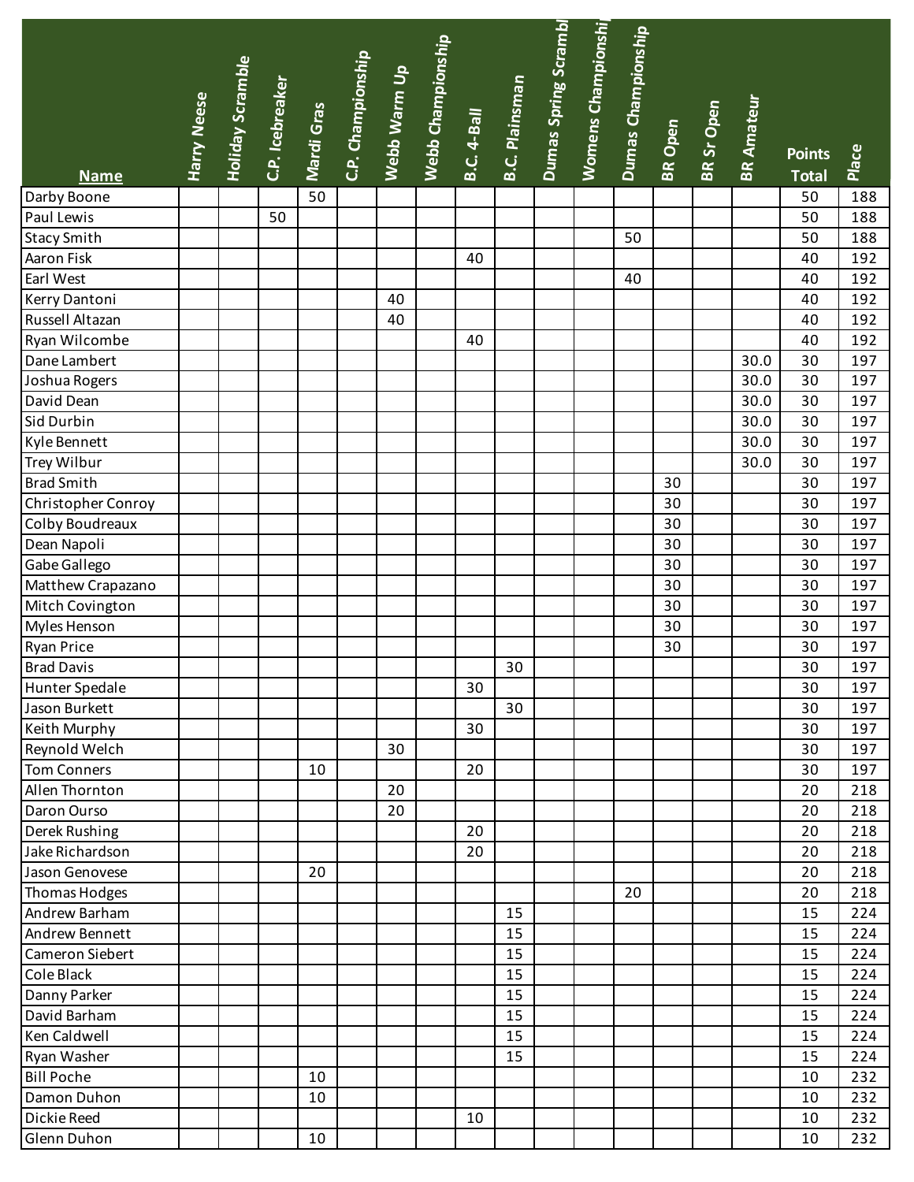| Name | Harry Neese | Holiday Scramble | C.P. Icebreaker | Mardi Gras | C.P. Championship | Webb Warm Up | Webb Championship | B.C. 4-Ball | B.C. Plainsman | Dumas Spring Scrambl | Womens Championshi | Dumas Championship | BR Open | BR Sr Open | BR Amateur | Points Total | Place |
|---|---|---|---|---|---|---|---|---|---|---|---|---|---|---|---|---|---|
| Darby Boone | | | | 50 | | | | | | | | | | | | 50 | 188 |
| Paul Lewis | | | 50 | | | | | | | | | | | | | 50 | 188 |
| Stacy Smith | | | | | | | | | | | | 50 | | | | 50 | 188 |
| Aaron Fisk | | | | | | | | 40 | | | | | | | | 40 | 192 |
| Earl West | | | | | | | | | | | | 40 | | | | 40 | 192 |
| Kerry Dantoni | | | | | | 40 | | | | | | | | | | 40 | 192 |
| Russell Altazan | | | | | | 40 | | | | | | | | | | 40 | 192 |
| Ryan Wilcombe | | | | | | | | 40 | | | | | | | | 40 | 192 |
| Dane Lambert | | | | | | | | | | | | | | | 30.0 | 30 | 197 |
| Joshua Rogers | | | | | | | | | | | | | | | 30.0 | 30 | 197 |
| David Dean | | | | | | | | | | | | | | | 30.0 | 30 | 197 |
| Sid Durbin | | | | | | | | | | | | | | | 30.0 | 30 | 197 |
| Kyle Bennett | | | | | | | | | | | | | | | 30.0 | 30 | 197 |
| Trey Wilbur | | | | | | | | | | | | | | | 30.0 | 30 | 197 |
| Brad Smith | | | | | | | | | | | | | 30 | | | 30 | 197 |
| Christopher Conroy | | | | | | | | | | | | | 30 | | | 30 | 197 |
| Colby Boudreaux | | | | | | | | | | | | | 30 | | | 30 | 197 |
| Dean Napoli | | | | | | | | | | | | | 30 | | | 30 | 197 |
| Gabe Gallego | | | | | | | | | | | | | 30 | | | 30 | 197 |
| Matthew Crapazano | | | | | | | | | | | | | 30 | | | 30 | 197 |
| Mitch Covington | | | | | | | | | | | | | 30 | | | 30 | 197 |
| Myles Henson | | | | | | | | | | | | | 30 | | | 30 | 197 |
| Ryan Price | | | | | | | | | | | | | 30 | | | 30 | 197 |
| Brad Davis | | | | | | | | | 30 | | | | | | | 30 | 197 |
| Hunter Spedale | | | | | | | | 30 | | | | | | | | 30 | 197 |
| Jason Burkett | | | | | | | | | 30 | | | | | | | 30 | 197 |
| Keith Murphy | | | | | | | | 30 | | | | | | | | 30 | 197 |
| Reynold Welch | | | | | | 30 | | | | | | | | | | 30 | 197 |
| Tom Conners | | | | 10 | | | | 20 | | | | | | | | 30 | 197 |
| Allen Thornton | | | | | | 20 | | | | | | | | | | 20 | 218 |
| Daron Ourso | | | | | | 20 | | | | | | | | | | 20 | 218 |
| Derek Rushing | | | | | | | | 20 | | | | | | | | 20 | 218 |
| Jake Richardson | | | | | | | | 20 | | | | | | | | 20 | 218 |
| Jason Genovese | | | | 20 | | | | | | | | | | | | 20 | 218 |
| Thomas Hodges | | | | | | | | | | | | 20 | | | | 20 | 218 |
| Andrew Barham | | | | | | | | | 15 | | | | | | | 15 | 224 |
| Andrew Bennett | | | | | | | | | 15 | | | | | | | 15 | 224 |
| Cameron Siebert | | | | | | | | | 15 | | | | | | | 15 | 224 |
| Cole Black | | | | | | | | | 15 | | | | | | | 15 | 224 |
| Danny Parker | | | | | | | | | 15 | | | | | | | 15 | 224 |
| David Barham | | | | | | | | | 15 | | | | | | | 15 | 224 |
| Ken Caldwell | | | | | | | | | 15 | | | | | | | 15 | 224 |
| Ryan Washer | | | | | | | | | 15 | | | | | | | 15 | 224 |
| Bill Poche | | | | 10 | | | | | | | | | | | | 10 | 232 |
| Damon Duhon | | | | 10 | | | | | | | | | | | | 10 | 232 |
| Dickie Reed | | | | | | | | 10 | | | | | | | | 10 | 232 |
| Glenn Duhon | | | | 10 | | | | | | | | | | | | 10 | 232 |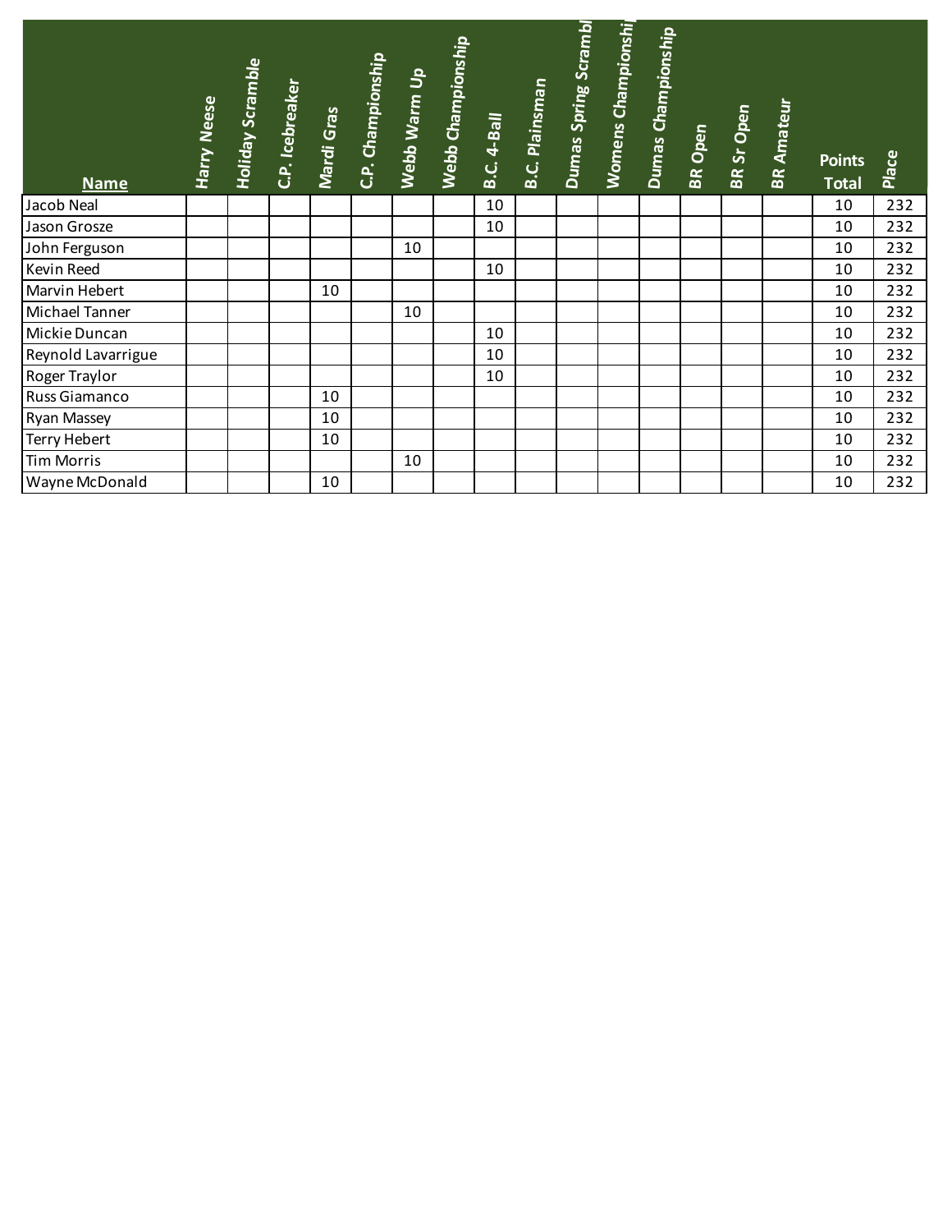| Name | Harry Neese | Holiday Scramble | C.P. Icebreaker | Mardi Gras | C.P. Championship | Webb Warm Up | Webb Championship | B.C. 4-Ball | B.C. Plainsman | Dumas Spring Scrambl | Womens Championshi | Dumas Championship | BR Open | BR Sr Open | BR Amateur | Points Total | Place |
|---|---|---|---|---|---|---|---|---|---|---|---|---|---|---|---|---|---|
| Jacob Neal | | | | | | | | 10 | | | | | | | | 10 | 232 |
| Jason Grosze | | | | | | | | 10 | | | | | | | | 10 | 232 |
| John Ferguson | | | | | | 10 | | | | | | | | | | 10 | 232 |
| Kevin Reed | | | | | | | | 10 | | | | | | | | 10 | 232 |
| Marvin Hebert | | | | 10 | | | | | | | | | | | | 10 | 232 |
| Michael Tanner | | | | | | 10 | | | | | | | | | | 10 | 232 |
| Mickie Duncan | | | | | | | | 10 | | | | | | | | 10 | 232 |
| Reynold Lavarrigue | | | | | | | | 10 | | | | | | | | 10 | 232 |
| Roger Traylor | | | | | | | | 10 | | | | | | | | 10 | 232 |
| Russ Giamanco | | | | 10 | | | | | | | | | | | | 10 | 232 |
| Ryan Massey | | | | 10 | | | | | | | | | | | | 10 | 232 |
| Terry Hebert | | | | 10 | | | | | | | | | | | | 10 | 232 |
| Tim Morris | | | | | | 10 | | | | | | | | | | 10 | 232 |
| Wayne McDonald | | | | 10 | | | | | | | | | | | | 10 | 232 |